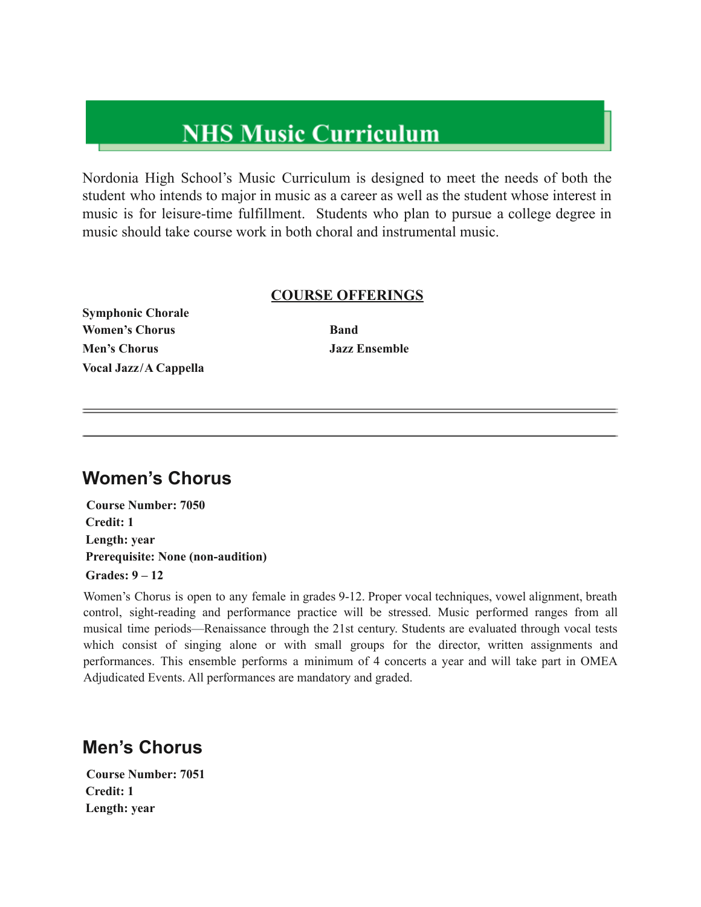# NHS Music Curriculum

Nordonia High School's Music Curriculum is designed to meet the needs of both the student who intends to major in music as a career as well as the student whose interest in music is for leisure-time fulfillment. Students who plan to pursue a college degree in music should take course work in both choral and instrumental music.

## COURSE OFFERINGS

**Symphonic Chorale**
**Women's Chorus**
**Men's Chorus**
**Vocal Jazz/A Cappella**

**Band**
**Jazz Ensemble**

---

## Women's Chorus

**Course Number: 7050**
**Credit: 1**
**Length: year**
**Prerequisite: None (non-audition)**
**Grades: 9 – 12**

Women's Chorus is open to any female in grades 9-12. Proper vocal techniques, vowel alignment, breath control, sight-reading and performance practice will be stressed. Music performed ranges from all musical time periods—Renaissance through the 21st century. Students are evaluated through vocal tests which consist of singing alone or with small groups for the director, written assignments and performances. This ensemble performs a minimum of 4 concerts a year and will take part in OMEA Adjudicated Events. All performances are mandatory and graded.

## Men's Chorus

**Course Number: 7051**
**Credit: 1**
**Length: year**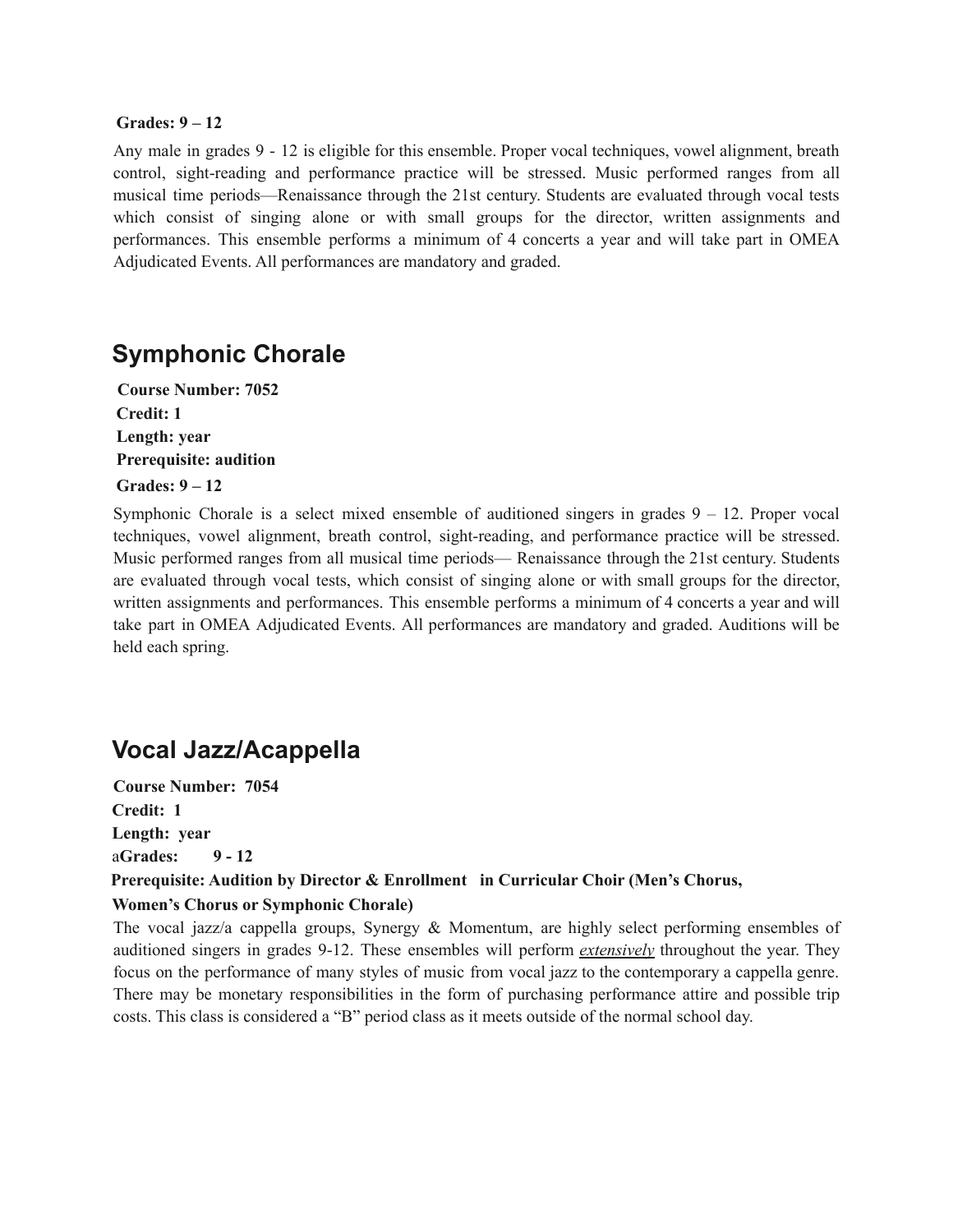**Grades: 9 – 12**

Any male in grades 9 - 12 is eligible for this ensemble. Proper vocal techniques, vowel alignment, breath control, sight-reading and performance practice will be stressed. Music performed ranges from all musical time periods—Renaissance through the 21st century. Students are evaluated through vocal tests which consist of singing alone or with small groups for the director, written assignments and performances. This ensemble performs a minimum of 4 concerts a year and will take part in OMEA Adjudicated Events. All performances are mandatory and graded.

## Symphonic Chorale

**Course Number: 7052**
**Credit: 1**
**Length: year**
**Prerequisite: audition**
**Grades: 9 – 12**

Symphonic Chorale is a select mixed ensemble of auditioned singers in grades 9 – 12. Proper vocal techniques, vowel alignment, breath control, sight-reading, and performance practice will be stressed. Music performed ranges from all musical time periods— Renaissance through the 21st century. Students are evaluated through vocal tests, which consist of singing alone or with small groups for the director, written assignments and performances. This ensemble performs a minimum of 4 concerts a year and will take part in OMEA Adjudicated Events. All performances are mandatory and graded. Auditions will be held each spring.

## Vocal Jazz/Acappella

**Course Number: 7054**
**Credit: 1**
**Length: year**
a**Grades: 9 - 12**
**Prerequisite: Audition by Director & Enrollment in Curricular Choir (Men's Chorus, Women's Chorus or Symphonic Chorale)**

The vocal jazz/a cappella groups, Synergy & Momentum, are highly select performing ensembles of auditioned singers in grades 9-12. These ensembles will perform ***extensively*** throughout the year. They focus on the performance of many styles of music from vocal jazz to the contemporary a cappella genre. There may be monetary responsibilities in the form of purchasing performance attire and possible trip costs. This class is considered a "B" period class as it meets outside of the normal school day.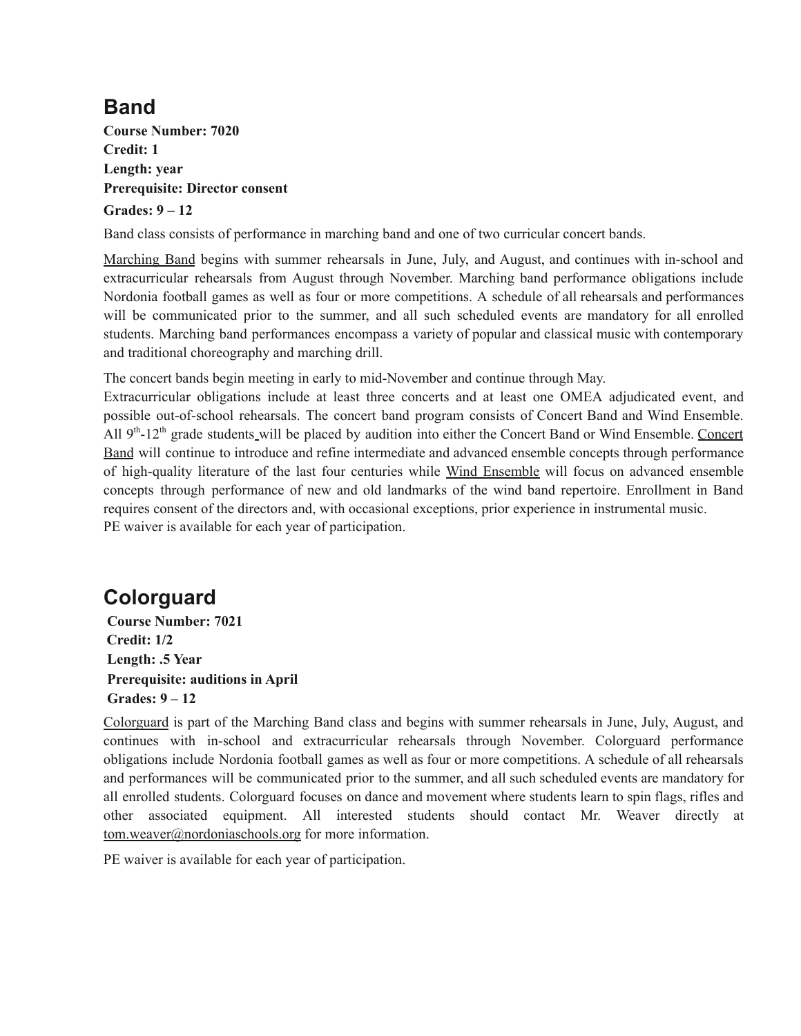## Band

**Course Number: 7020**
**Credit: 1**
**Length: year**
**Prerequisite: Director consent**
**Grades: 9 – 12**

Band class consists of performance in marching band and one of two curricular concert bands.

Marching Band begins with summer rehearsals in June, July, and August, and continues with in-school and extracurricular rehearsals from August through November. Marching band performance obligations include Nordonia football games as well as four or more competitions. A schedule of all rehearsals and performances will be communicated prior to the summer, and all such scheduled events are mandatory for all enrolled students. Marching band performances encompass a variety of popular and classical music with contemporary and traditional choreography and marching drill.

The concert bands begin meeting in early to mid-November and continue through May.
Extracurricular obligations include at least three concerts and at least one OMEA adjudicated event, and possible out-of-school rehearsals. The concert band program consists of Concert Band and Wind Ensemble. All 9th-12th grade students will be placed by audition into either the Concert Band or Wind Ensemble. Concert Band will continue to introduce and refine intermediate and advanced ensemble concepts through performance of high-quality literature of the last four centuries while Wind Ensemble will focus on advanced ensemble concepts through performance of new and old landmarks of the wind band repertoire. Enrollment in Band requires consent of the directors and, with occasional exceptions, prior experience in instrumental music.
PE waiver is available for each year of participation.

## Colorguard

**Course Number: 7021**
**Credit: 1/2**
**Length: .5 Year**
**Prerequisite: auditions in April**
**Grades: 9 – 12**

Colorguard is part of the Marching Band class and begins with summer rehearsals in June, July, August, and continues with in-school and extracurricular rehearsals through November. Colorguard performance obligations include Nordonia football games as well as four or more competitions. A schedule of all rehearsals and performances will be communicated prior to the summer, and all such scheduled events are mandatory for all enrolled students. Colorguard focuses on dance and movement where students learn to spin flags, rifles and other associated equipment. All interested students should contact Mr. Weaver directly at tom.weaver@nordoniaschools.org for more information.

PE waiver is available for each year of participation.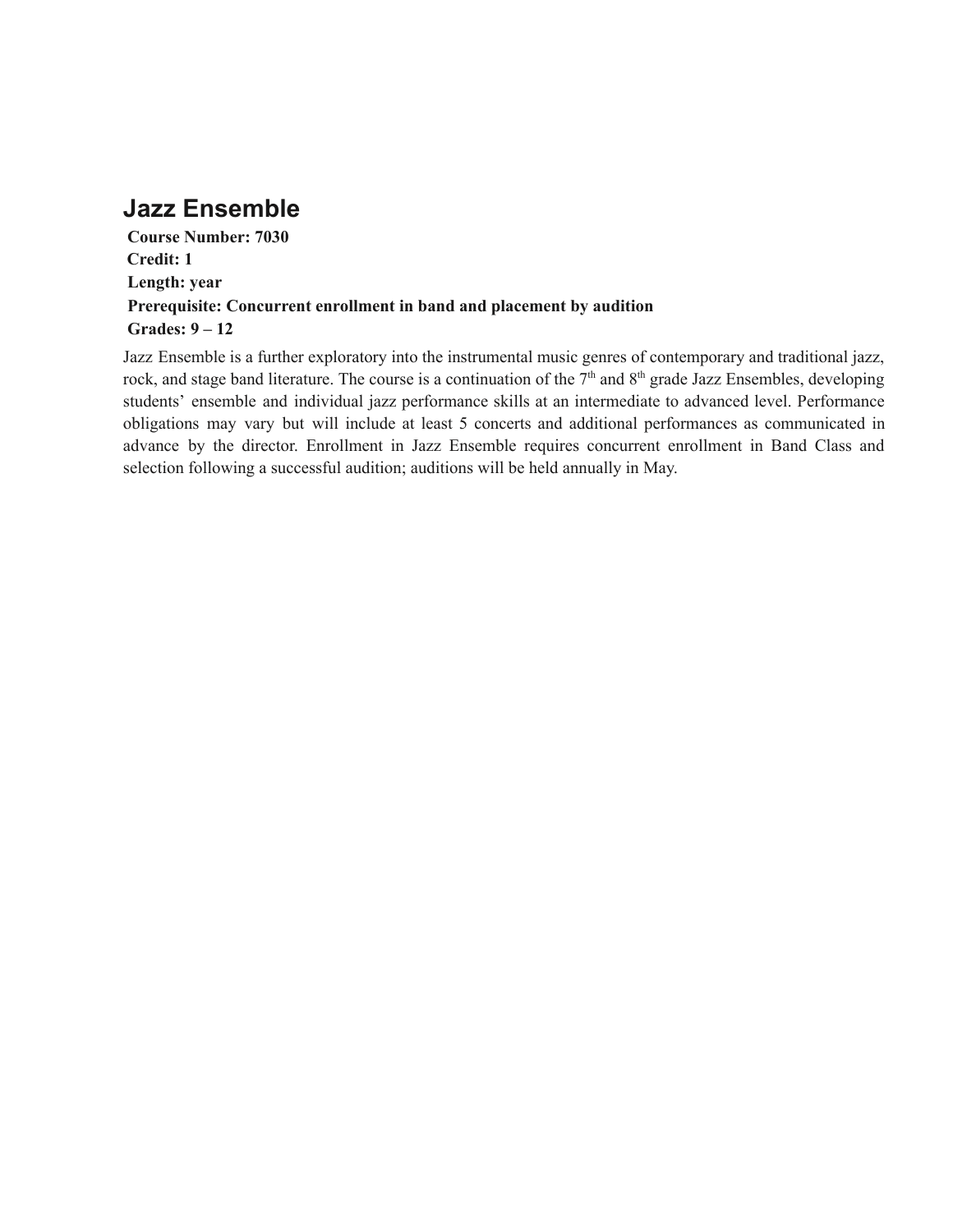## Jazz Ensemble

**Course Number: 7030**  
**Credit: 1**  
**Length: year**  
**Prerequisite: Concurrent enrollment in band and placement by audition**  
**Grades: 9 – 12**

Jazz Ensemble is a further exploratory into the instrumental music genres of contemporary and traditional jazz, rock, and stage band literature. The course is a continuation of the 7th and 8th grade Jazz Ensembles, developing students' ensemble and individual jazz performance skills at an intermediate to advanced level. Performance obligations may vary but will include at least 5 concerts and additional performances as communicated in advance by the director. Enrollment in Jazz Ensemble requires concurrent enrollment in Band Class and selection following a successful audition; auditions will be held annually in May.